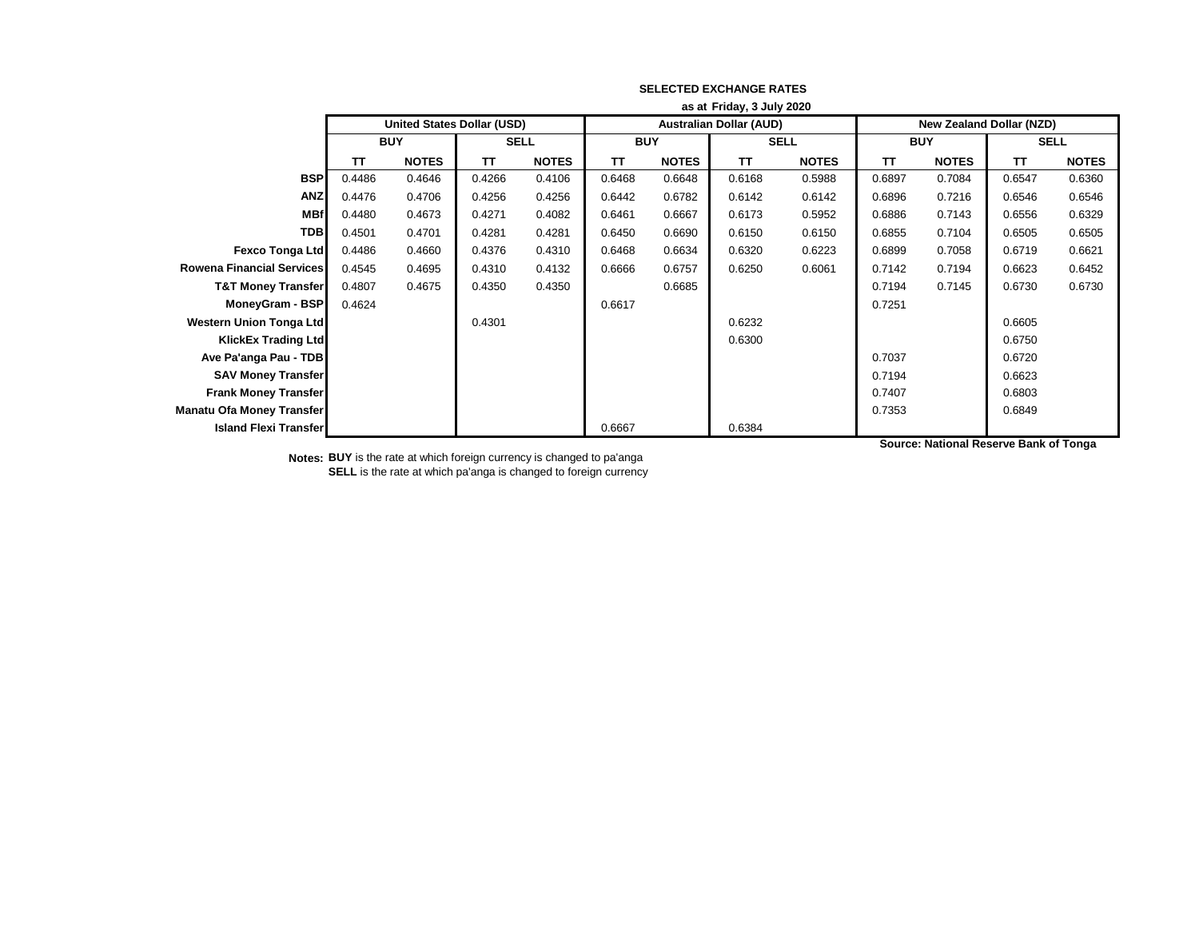**SELECTED EXCHANGE RATES**

**as at Friday, 3 July 2020**

| | United States Dollar (USD) | | | | Australian Dollar (AUD) | | | | New Zealand Dollar (NZD) | | | |
|---|---|---|---|---|---|---|---|---|---|---|---|---|
| | BUY | | SELL | | BUY | | SELL | | BUY | | SELL | |
| | TT | NOTES | TT | NOTES | TT | NOTES | TT | NOTES | TT | NOTES | TT | NOTES |
| **BSP** | 0.4486 | 0.4646 | 0.4266 | 0.4106 | 0.6468 | 0.6648 | 0.6168 | 0.5988 | 0.6897 | 0.7084 | 0.6547 | 0.6360 |
| **ANZ** | 0.4476 | 0.4706 | 0.4256 | 0.4256 | 0.6442 | 0.6782 | 0.6142 | 0.6142 | 0.6896 | 0.7216 | 0.6546 | 0.6546 |
| **MBf** | 0.4480 | 0.4673 | 0.4271 | 0.4082 | 0.6461 | 0.6667 | 0.6173 | 0.5952 | 0.6886 | 0.7143 | 0.6556 | 0.6329 |
| **TDB** | 0.4501 | 0.4701 | 0.4281 | 0.4281 | 0.6450 | 0.6690 | 0.6150 | 0.6150 | 0.6855 | 0.7104 | 0.6505 | 0.6505 |
| **Fexco Tonga Ltd** | 0.4486 | 0.4660 | 0.4376 | 0.4310 | 0.6468 | 0.6634 | 0.6320 | 0.6223 | 0.6899 | 0.7058 | 0.6719 | 0.6621 |
| **Rowena Financial Services** | 0.4545 | 0.4695 | 0.4310 | 0.4132 | 0.6666 | 0.6757 | 0.6250 | 0.6061 | 0.7142 | 0.7194 | 0.6623 | 0.6452 |
| **T&T Money Transfer** | 0.4807 | 0.4675 | 0.4350 | 0.4350 | | 0.6685 | | | 0.7194 | 0.7145 | 0.6730 | 0.6730 |
| **MoneyGram - BSP** | 0.4624 | | | | 0.6617 | | | | 0.7251 | | | |
| **Western Union Tonga Ltd** | | | 0.4301 | | | | 0.6232 | | | | 0.6605 | |
| **KlickEx Trading Ltd** | | | | | | | 0.6300 | | | | 0.6750 | |
| **Ave Pa'anga Pau - TDB** | | | | | | | | | 0.7037 | | 0.6720 | |
| **SAV Money Transfer** | | | | | | | | | 0.7194 | | 0.6623 | |
| **Frank Money Transfer** | | | | | | | | | 0.7407 | | 0.6803 | |
| **Manatu Ofa Money Transfer** | | | | | | | | | 0.7353 | | 0.6849 | |
| **Island Flexi Transfer** | | | | | 0.6667 | | 0.6384 | | | | | |

**Source: National Reserve Bank of Tonga**

**Notes:** **BUY** is the rate at which foreign currency is changed to pa'anga
**SELL** is the rate at which pa'anga is changed to foreign currency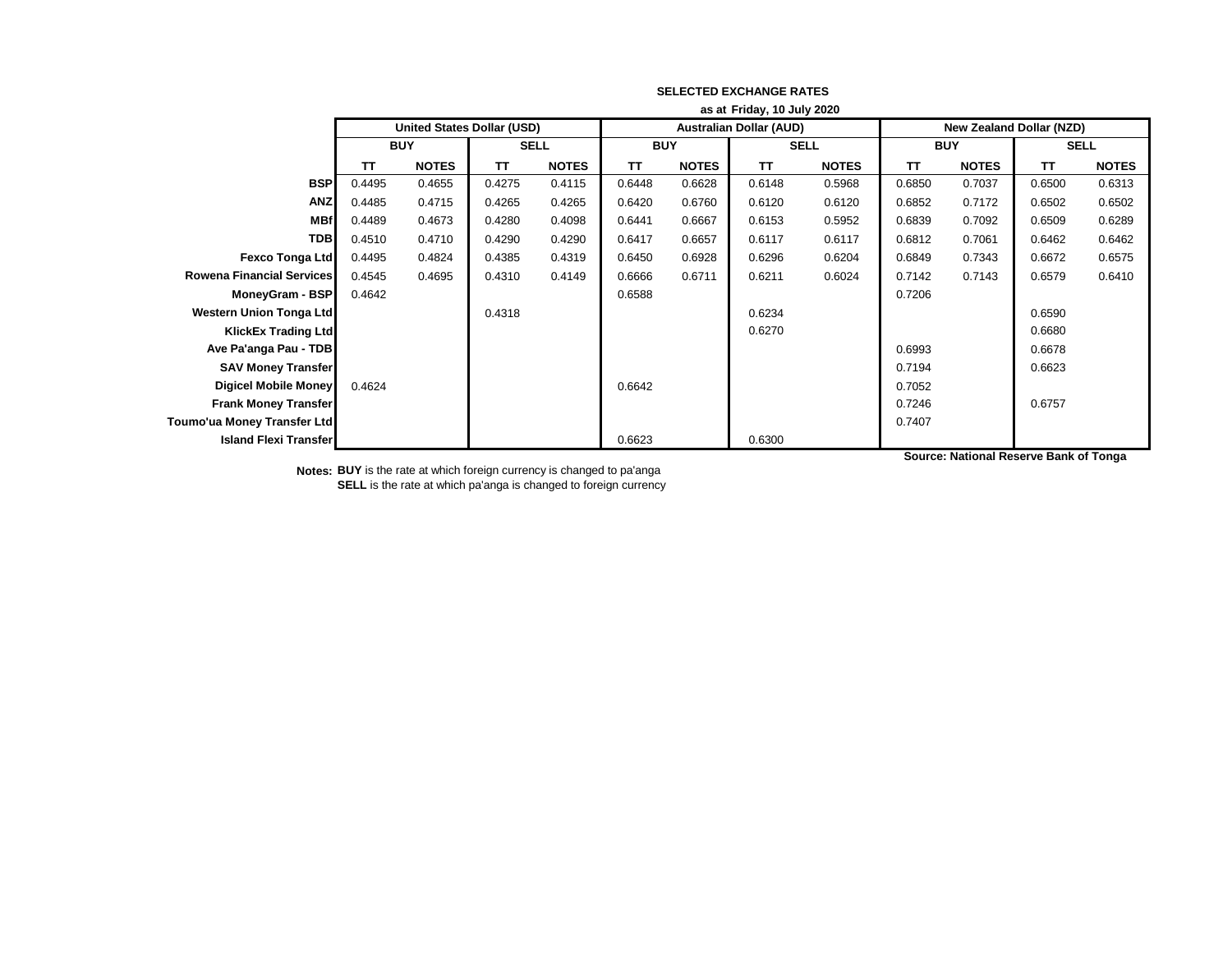**SELECTED EXCHANGE RATES**

**as at Friday, 10 July 2020**

| | United States Dollar (USD) | | | | Australian Dollar (AUD) | | | | New Zealand Dollar (NZD) | | | |
|---|---|---|---|---|---|---|---|---|---|---|---|---|
| | BUY | | SELL | | BUY | | SELL | | BUY | | SELL | |
| | TT | NOTES | TT | NOTES | TT | NOTES | TT | NOTES | TT | NOTES | TT | NOTES |
| **BSP** | 0.4495 | 0.4655 | 0.4275 | 0.4115 | 0.6448 | 0.6628 | 0.6148 | 0.5968 | 0.6850 | 0.7037 | 0.6500 | 0.6313 |
| **ANZ** | 0.4485 | 0.4715 | 0.4265 | 0.4265 | 0.6420 | 0.6760 | 0.6120 | 0.6120 | 0.6852 | 0.7172 | 0.6502 | 0.6502 |
| **MBf** | 0.4489 | 0.4673 | 0.4280 | 0.4098 | 0.6441 | 0.6667 | 0.6153 | 0.5952 | 0.6839 | 0.7092 | 0.6509 | 0.6289 |
| **TDB** | 0.4510 | 0.4710 | 0.4290 | 0.4290 | 0.6417 | 0.6657 | 0.6117 | 0.6117 | 0.6812 | 0.7061 | 0.6462 | 0.6462 |
| **Fexco Tonga Ltd** | 0.4495 | 0.4824 | 0.4385 | 0.4319 | 0.6450 | 0.6928 | 0.6296 | 0.6204 | 0.6849 | 0.7343 | 0.6672 | 0.6575 |
| **Rowena Financial Services** | 0.4545 | 0.4695 | 0.4310 | 0.4149 | 0.6666 | 0.6711 | 0.6211 | 0.6024 | 0.7142 | 0.7143 | 0.6579 | 0.6410 |
| **MoneyGram - BSP** | 0.4642 | | | | 0.6588 | | | | 0.7206 | | | |
| **Western Union Tonga Ltd** | | | 0.4318 | | | | 0.6234 | | | | 0.6590 | |
| **KlickEx Trading Ltd** | | | | | | | 0.6270 | | | | 0.6680 | |
| **Ave Pa'anga Pau - TDB** | | | | | | | | | 0.6993 | | 0.6678 | |
| **SAV Money Transfer** | | | | | | | | | 0.7194 | | 0.6623 | |
| **Digicel Mobile Money** | 0.4624 | | | | 0.6642 | | | | 0.7052 | | | |
| **Frank Money Transfer** | | | | | | | | | 0.7246 | | 0.6757 | |
| **Toumo'ua Money Transfer Ltd** | | | | | | | | | 0.7407 | | | |
| **Island Flexi Transfer** | | | | | 0.6623 | | 0.6300 | | | | | |

**Source: National Reserve Bank of Tonga**

**Notes:** **BUY** is the rate at which foreign currency is changed to pa'anga
**SELL** is the rate at which pa'anga is changed to foreign currency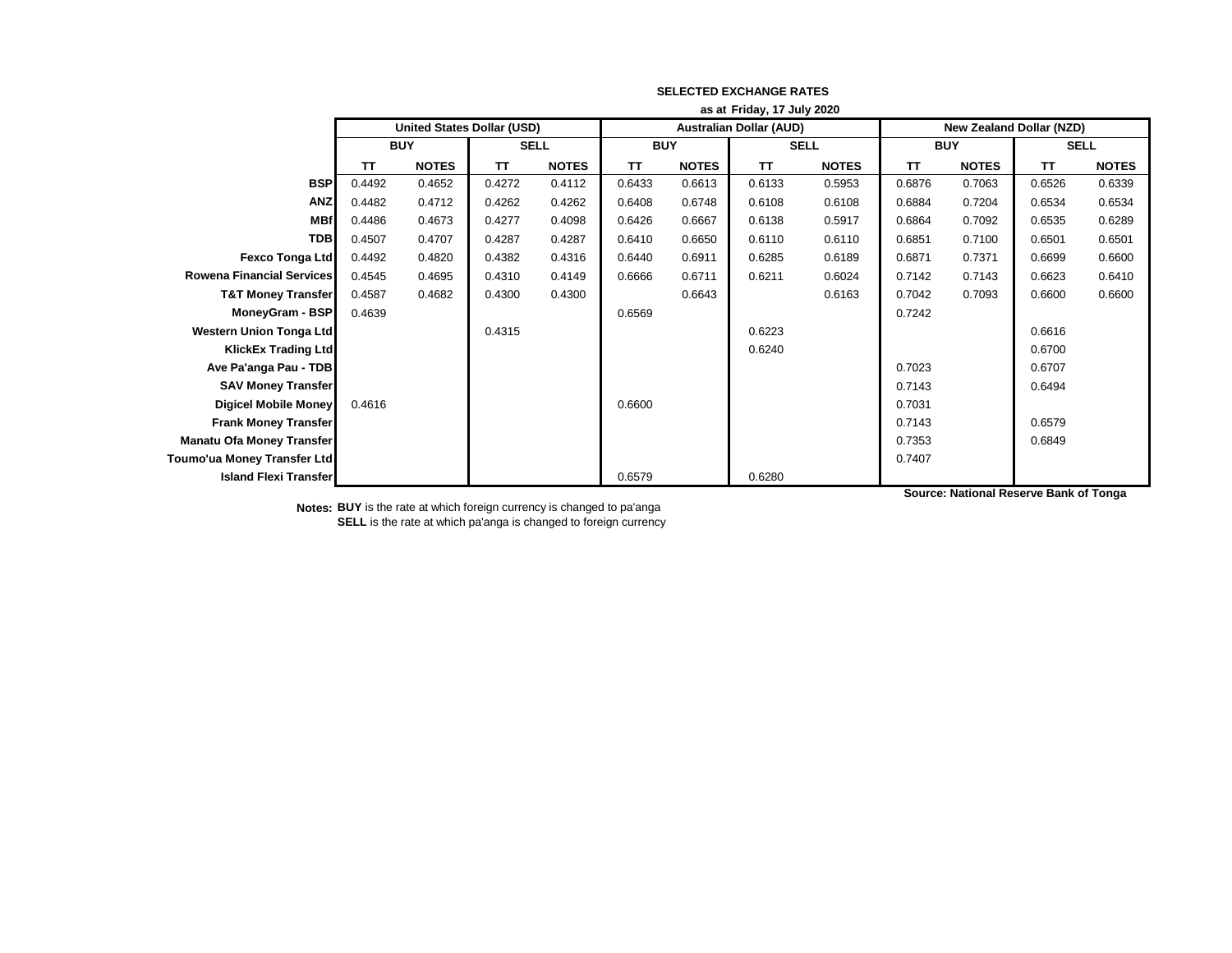**SELECTED EXCHANGE RATES**

**as at Friday, 17 July 2020**

| | United States Dollar (USD) | | | | Australian Dollar (AUD) | | | | New Zealand Dollar (NZD) | | | |
|---|---|---|---|---|---|---|---|---|---|---|---|---|
| | BUY | | SELL | | BUY | | SELL | | BUY | | SELL | |
| | TT | NOTES | TT | NOTES | TT | NOTES | TT | NOTES | TT | NOTES | TT | NOTES |
| **BSP** | 0.4492 | 0.4652 | 0.4272 | 0.4112 | 0.6433 | 0.6613 | 0.6133 | 0.5953 | 0.6876 | 0.7063 | 0.6526 | 0.6339 |
| **ANZ** | 0.4482 | 0.4712 | 0.4262 | 0.4262 | 0.6408 | 0.6748 | 0.6108 | 0.6108 | 0.6884 | 0.7204 | 0.6534 | 0.6534 |
| **MBf** | 0.4486 | 0.4673 | 0.4277 | 0.4098 | 0.6426 | 0.6667 | 0.6138 | 0.5917 | 0.6864 | 0.7092 | 0.6535 | 0.6289 |
| **TDB** | 0.4507 | 0.4707 | 0.4287 | 0.4287 | 0.6410 | 0.6650 | 0.6110 | 0.6110 | 0.6851 | 0.7100 | 0.6501 | 0.6501 |
| **Fexco Tonga Ltd** | 0.4492 | 0.4820 | 0.4382 | 0.4316 | 0.6440 | 0.6911 | 0.6285 | 0.6189 | 0.6871 | 0.7371 | 0.6699 | 0.6600 |
| **Rowena Financial Services** | 0.4545 | 0.4695 | 0.4310 | 0.4149 | 0.6666 | 0.6711 | 0.6211 | 0.6024 | 0.7142 | 0.7143 | 0.6623 | 0.6410 |
| **T&T Money Transfer** | 0.4587 | 0.4682 | 0.4300 | 0.4300 | | 0.6643 | | 0.6163 | 0.7042 | 0.7093 | 0.6600 | 0.6600 |
| **MoneyGram - BSP** | 0.4639 | | | | 0.6569 | | | | 0.7242 | | | |
| **Western Union Tonga Ltd** | | | 0.4315 | | | | 0.6223 | | | | 0.6616 | |
| **KlickEx Trading Ltd** | | | | | | | 0.6240 | | | | 0.6700 | |
| **Ave Pa'anga Pau - TDB** | | | | | | | | | 0.7023 | | 0.6707 | |
| **SAV Money Transfer** | | | | | | | | | 0.7143 | | 0.6494 | |
| **Digicel Mobile Money** | 0.4616 | | | | 0.6600 | | | | 0.7031 | | | |
| **Frank Money Transfer** | | | | | | | | | 0.7143 | | 0.6579 | |
| **Manatu Ofa Money Transfer** | | | | | | | | | 0.7353 | | 0.6849 | |
| **Toumo'ua Money Transfer Ltd** | | | | | | | | | 0.7407 | | | |
| **Island Flexi Transfer** | | | | | 0.6579 | | 0.6280 | | | | | |

**Source: National Reserve Bank of Tonga**

**Notes:** **BUY** is the rate at which foreign currency is changed to pa'anga
**SELL** is the rate at which pa'anga is changed to foreign currency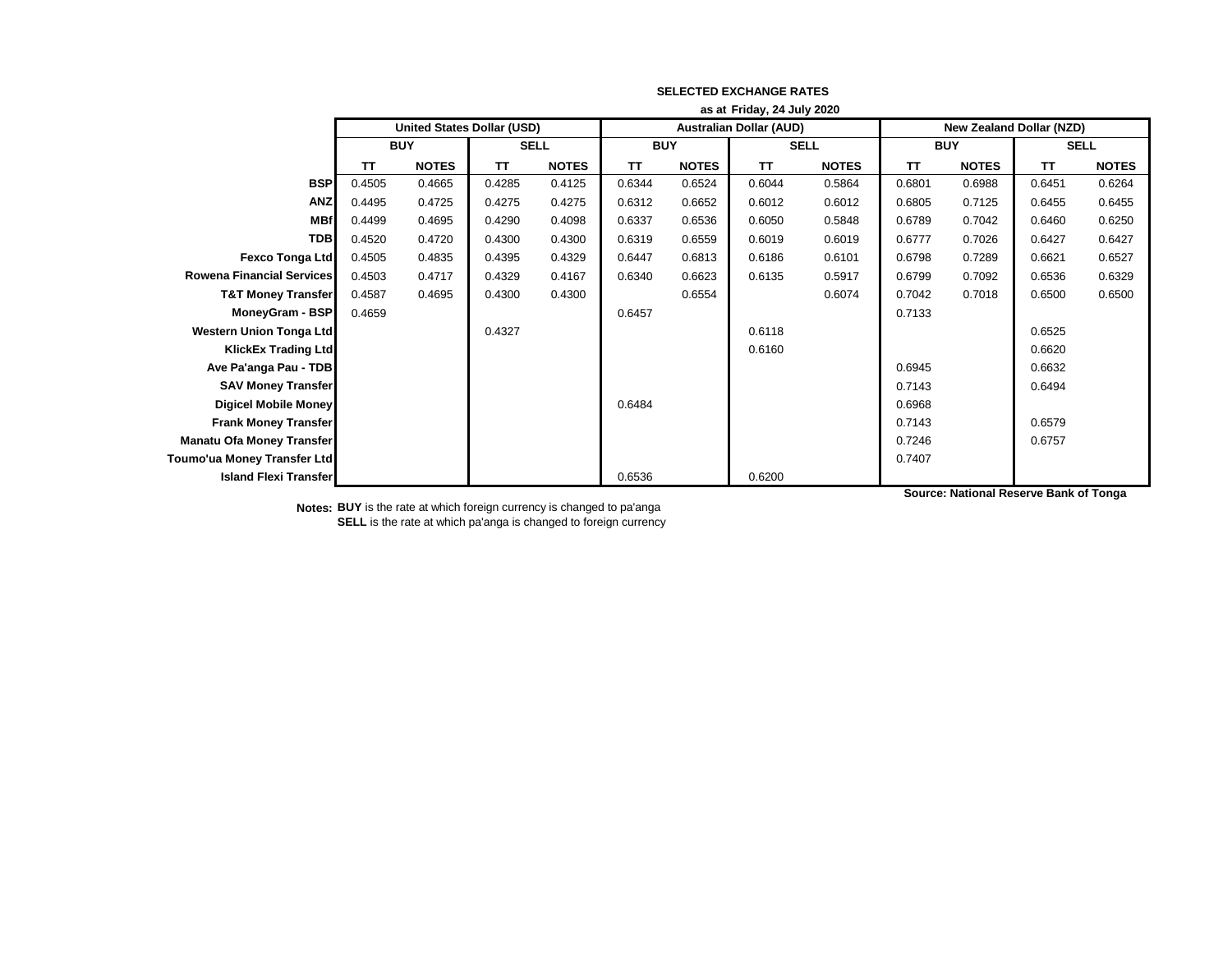**SELECTED EXCHANGE RATES**

**as at Friday, 24 July 2020**

| | United States Dollar (USD) | | | | Australian Dollar (AUD) | | | | New Zealand Dollar (NZD) | | | |
|---|---|---|---|---|---|---|---|---|---|---|---|---|
| | BUY | | SELL | | BUY | | SELL | | BUY | | SELL | |
| | TT | NOTES | TT | NOTES | TT | NOTES | TT | NOTES | TT | NOTES | TT | NOTES |
| **BSP** | 0.4505 | 0.4665 | 0.4285 | 0.4125 | 0.6344 | 0.6524 | 0.6044 | 0.5864 | 0.6801 | 0.6988 | 0.6451 | 0.6264 |
| **ANZ** | 0.4495 | 0.4725 | 0.4275 | 0.4275 | 0.6312 | 0.6652 | 0.6012 | 0.6012 | 0.6805 | 0.7125 | 0.6455 | 0.6455 |
| **MBf** | 0.4499 | 0.4695 | 0.4290 | 0.4098 | 0.6337 | 0.6536 | 0.6050 | 0.5848 | 0.6789 | 0.7042 | 0.6460 | 0.6250 |
| **TDB** | 0.4520 | 0.4720 | 0.4300 | 0.4300 | 0.6319 | 0.6559 | 0.6019 | 0.6019 | 0.6777 | 0.7026 | 0.6427 | 0.6427 |
| **Fexco Tonga Ltd** | 0.4505 | 0.4835 | 0.4395 | 0.4329 | 0.6447 | 0.6813 | 0.6186 | 0.6101 | 0.6798 | 0.7289 | 0.6621 | 0.6527 |
| **Rowena Financial Services** | 0.4503 | 0.4717 | 0.4329 | 0.4167 | 0.6340 | 0.6623 | 0.6135 | 0.5917 | 0.6799 | 0.7092 | 0.6536 | 0.6329 |
| **T&T Money Transfer** | 0.4587 | 0.4695 | 0.4300 | 0.4300 | | 0.6554 | | 0.6074 | 0.7042 | 0.7018 | 0.6500 | 0.6500 |
| **MoneyGram - BSP** | 0.4659 | | | | 0.6457 | | | | 0.7133 | | | |
| **Western Union Tonga Ltd** | | | 0.4327 | | | | 0.6118 | | | | 0.6525 | |
| **KlickEx Trading Ltd** | | | | | | | 0.6160 | | | | 0.6620 | |
| **Ave Pa'anga Pau - TDB** | | | | | | | | | 0.6945 | | 0.6632 | |
| **SAV Money Transfer** | | | | | | | | | 0.7143 | | 0.6494 | |
| **Digicel Mobile Money** | | | | | 0.6484 | | | | 0.6968 | | | |
| **Frank Money Transfer** | | | | | | | | | 0.7143 | | 0.6579 | |
| **Manatu Ofa Money Transfer** | | | | | | | | | 0.7246 | | 0.6757 | |
| **Toumo'ua Money Transfer Ltd** | | | | | | | | | 0.7407 | | | |
| **Island Flexi Transfer** | | | | | 0.6536 | | 0.6200 | | | | | |

**Source: National Reserve Bank of Tonga**

**Notes:** **BUY** is the rate at which foreign currency is changed to pa'anga
**SELL** is the rate at which pa'anga is changed to foreign currency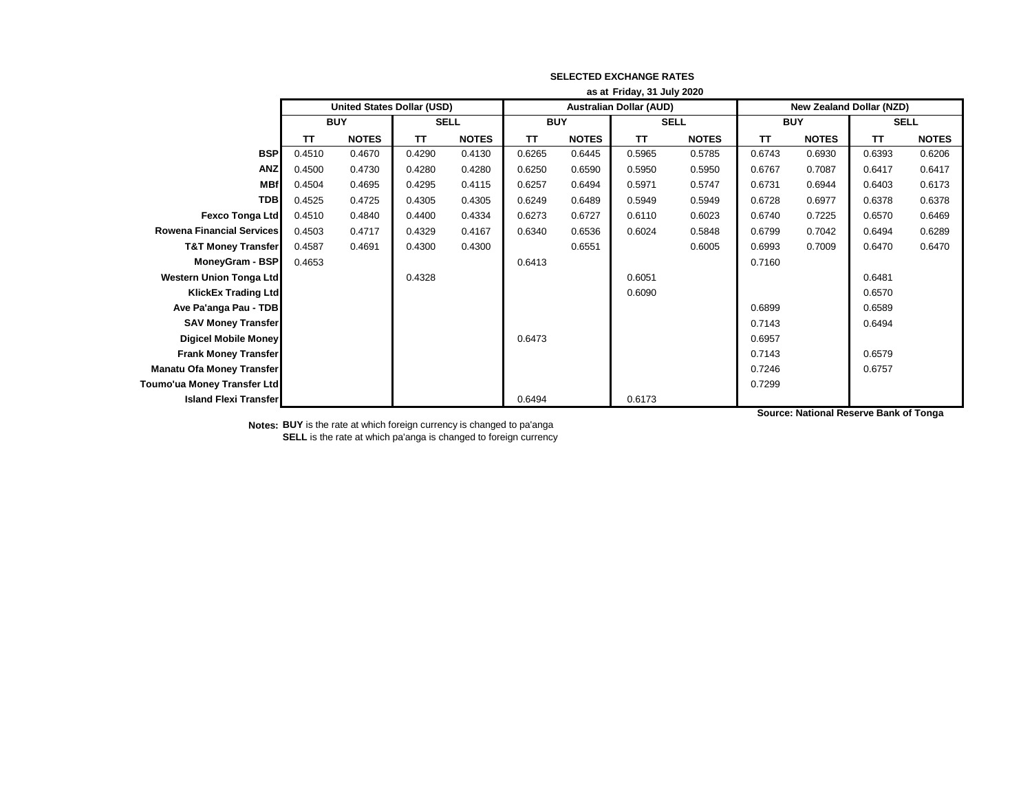## SELECTED EXCHANGE RATES

**as at Friday, 31 July 2020**

| | United States Dollar (USD) | | | | Australian Dollar (AUD) | | | | New Zealand Dollar (NZD) | | | |
|---|---|---|---|---|---|---|---|---|---|---|---|---|
| | BUY | | SELL | | BUY | | SELL | | BUY | | SELL | |
| | TT | NOTES | TT | NOTES | TT | NOTES | TT | NOTES | TT | NOTES | TT | NOTES |
| **BSP** | 0.4510 | 0.4670 | 0.4290 | 0.4130 | 0.6265 | 0.6445 | 0.5965 | 0.5785 | 0.6743 | 0.6930 | 0.6393 | 0.6206 |
| **ANZ** | 0.4500 | 0.4730 | 0.4280 | 0.4280 | 0.6250 | 0.6590 | 0.5950 | 0.5950 | 0.6767 | 0.7087 | 0.6417 | 0.6417 |
| **MBf** | 0.4504 | 0.4695 | 0.4295 | 0.4115 | 0.6257 | 0.6494 | 0.5971 | 0.5747 | 0.6731 | 0.6944 | 0.6403 | 0.6173 |
| **TDB** | 0.4525 | 0.4725 | 0.4305 | 0.4305 | 0.6249 | 0.6489 | 0.5949 | 0.5949 | 0.6728 | 0.6977 | 0.6378 | 0.6378 |
| **Fexco Tonga Ltd** | 0.4510 | 0.4840 | 0.4400 | 0.4334 | 0.6273 | 0.6727 | 0.6110 | 0.6023 | 0.6740 | 0.7225 | 0.6570 | 0.6469 |
| **Rowena Financial Services** | 0.4503 | 0.4717 | 0.4329 | 0.4167 | 0.6340 | 0.6536 | 0.6024 | 0.5848 | 0.6799 | 0.7042 | 0.6494 | 0.6289 |
| **T&T Money Transfer** | 0.4587 | 0.4691 | 0.4300 | 0.4300 | | 0.6551 | | 0.6005 | 0.6993 | 0.7009 | 0.6470 | 0.6470 |
| **MoneyGram - BSP** | 0.4653 | | | | 0.6413 | | | | 0.7160 | | | |
| **Western Union Tonga Ltd** | | | 0.4328 | | | | 0.6051 | | | | 0.6481 | |
| **KlickEx Trading Ltd** | | | | | | | 0.6090 | | | | 0.6570 | |
| **Ave Pa'anga Pau - TDB** | | | | | | | | | 0.6899 | | 0.6589 | |
| **SAV Money Transfer** | | | | | | | | | 0.7143 | | 0.6494 | |
| **Digicel Mobile Money** | | | | | 0.6473 | | | | 0.6957 | | | |
| **Frank Money Transfer** | | | | | | | | | 0.7143 | | 0.6579 | |
| **Manatu Ofa Money Transfer** | | | | | | | | | 0.7246 | | 0.6757 | |
| **Toumo'ua Money Transfer Ltd** | | | | | | | | | 0.7299 | | | |
| **Island Flexi Transfer** | | | | | 0.6494 | | 0.6173 | | | | | |

**Source: National Reserve Bank of Tonga**

**Notes:** **BUY** is the rate at which foreign currency is changed to pa'anga
**SELL** is the rate at which pa'anga is changed to foreign currency